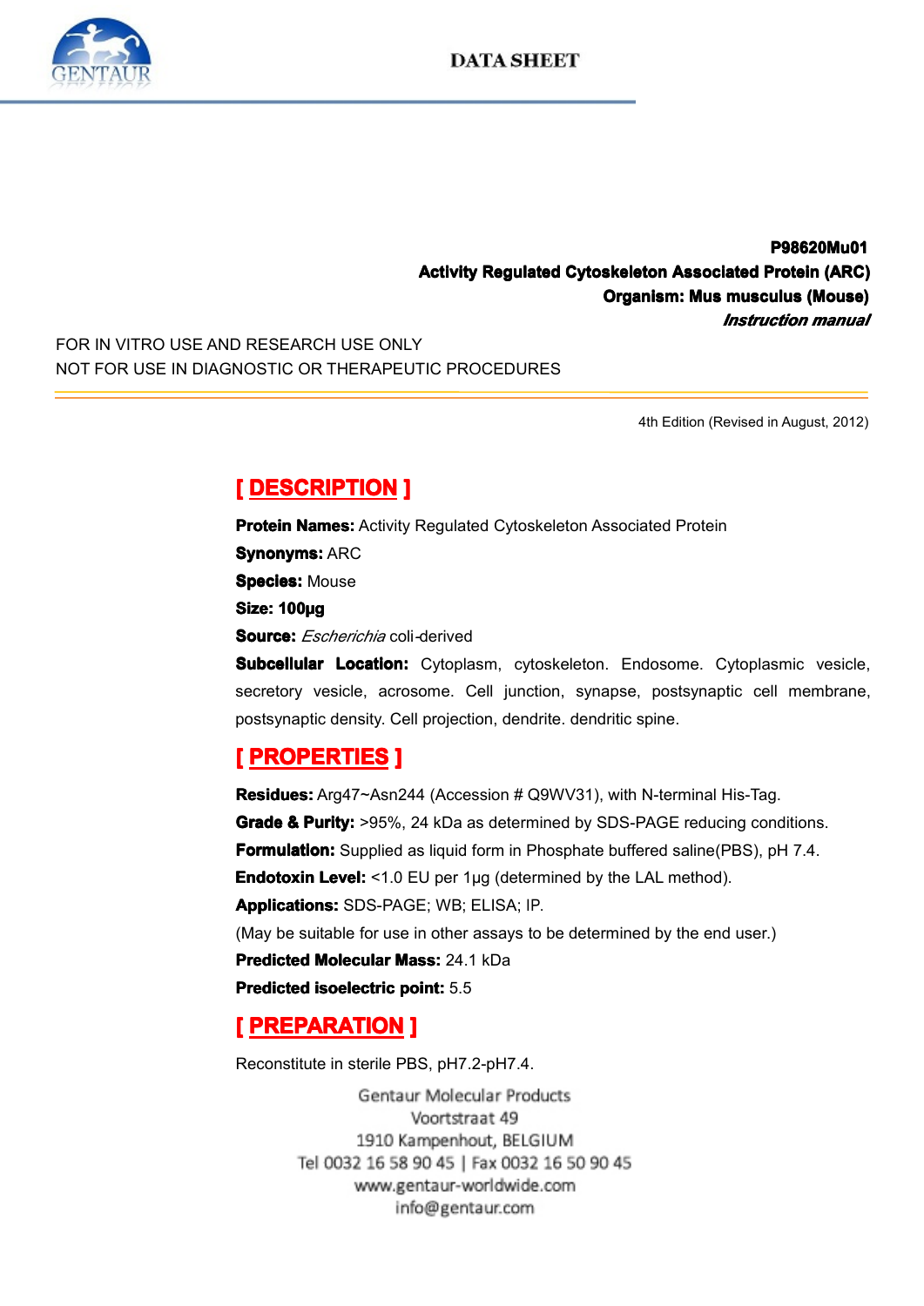DATA SHEET

**P98620Mu01**
**Activity Regulated Cytoskeleton Associated Protein (ARC)**
**Organism: Mus musculus (Mouse)**
***Instruction manual***

FOR IN VITRO USE AND RESEARCH USE ONLY
NOT FOR USE IN DIAGNOSTIC OR THERAPEUTIC PROCEDURES

4th Edition (Revised in August, 2012)

## [ DESCRIPTION ]

**Protein Names:** Activity Regulated Cytoskeleton Associated Protein
**Synonyms:** ARC
**Species:** Mouse
**Size: 100μg**
**Source:** *Escherichia* coli-derived
**Subcellular Location:** Cytoplasm, cytoskeleton. Endosome. Cytoplasmic vesicle, secretory vesicle, acrosome. Cell junction, synapse, postsynaptic cell membrane, postsynaptic density. Cell projection, dendrite. dendritic spine.

## [ PROPERTIES ]

**Residues:** Arg47~Asn244 (Accession # Q9WV31), with N-terminal His-Tag.
**Grade & Purity:** >95%, 24 kDa as determined by SDS-PAGE reducing conditions.
**Formulation:** Supplied as liquid form in Phosphate buffered saline(PBS), pH 7.4.
**Endotoxin Level:** <1.0 EU per 1μg (determined by the LAL method).
**Applications:** SDS-PAGE; WB; ELISA; IP.
(May be suitable for use in other assays to be determined by the end user.)
**Predicted Molecular Mass:** 24.1 kDa
**Predicted isoelectric point:** 5.5

## [ PREPARATION ]

Reconstitute in sterile PBS, pH7.2-pH7.4.

Gentaur Molecular Products
Voortstraat 49
1910 Kampenhout, BELGIUM
Tel 0032 16 58 90 45 | Fax 0032 16 50 90 45
www.gentaur-worldwide.com
info@gentaur.com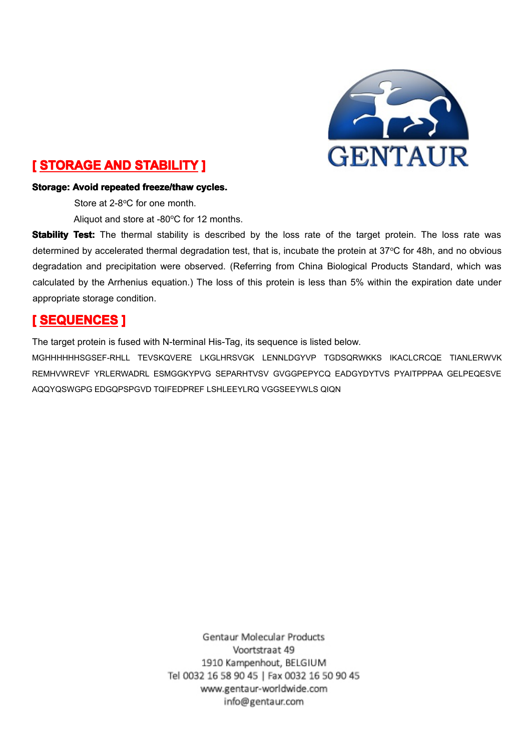## [ STORAGE AND STABILITY ]

**Storage: Avoid repeated freeze/thaw cycles.**

Store at 2-8°C for one month.

Aliquot and store at -80°C for 12 months.

**Stability Test:** The thermal stability is described by the loss rate of the target protein. The loss rate was determined by accelerated thermal degradation test, that is, incubate the protein at 37°C for 48h, and no obvious degradation and precipitation were observed. (Referring from China Biological Products Standard, which was calculated by the Arrhenius equation.) The loss of this protein is less than 5% within the expiration date under appropriate storage condition.

## [ SEQUENCES ]

The target protein is fused with N-terminal His-Tag, its sequence is listed below.

MGHHHHHHSGSEF-RHLL TEVSKQVERE LKGLHRSVGK LENNLDGYVP TGDSQRWKKS IKACLCRCQE TIANLERWVK REMHVWREVF YRLERWADRL ESMGGKYPVG SEPARHTVSV GVGGPEPYCQ EADGYDYTVS PYAITPPPAA GELPEQESVE AQQYQSWGPG EDGQPSPGVD TQIFEDPREF LSHLEEYLRQ VGGSEEYWLS QIQN

Gentaur Molecular Products
Voortstraat 49
1910 Kampenhout, BELGIUM
Tel 0032 16 58 90 45 | Fax 0032 16 50 90 45
www.gentaur-worldwide.com
info@gentaur.com